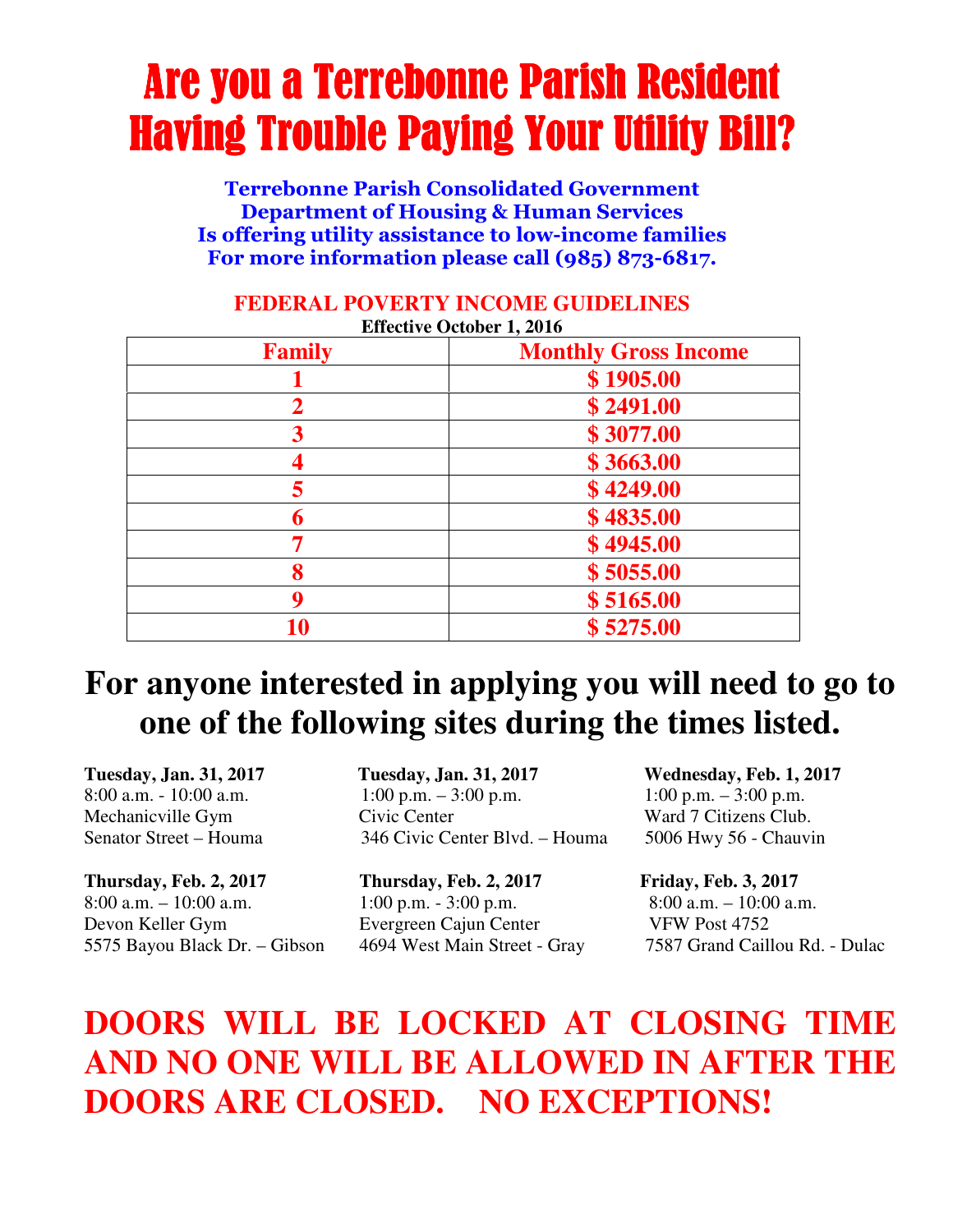# Are you a Terrebonne Parish Resident Having Trouble Paying Your Utility Bill?

**Terrebonne Parish Consolidated Government**
**Department of Housing & Human Services**
**Is offering utility assistance to low-income families**
**For more information please call (985) 873-6817.**

## FEDERAL POVERTY INCOME GUIDELINES

**Effective October 1, 2016**

| Family | Monthly Gross Income |
|---|---|
| 1 | $ 1905.00 |
| 2 | $ 2491.00 |
| 3 | $ 3077.00 |
| 4 | $ 3663.00 |
| 5 | $ 4249.00 |
| 6 | $ 4835.00 |
| 7 | $ 4945.00 |
| 8 | $ 5055.00 |
| 9 | $ 5165.00 |
| 10 | $ 5275.00 |

## For anyone interested in applying you will need to go to one of the following sites during the times listed.

**Tuesday, Jan. 31, 2017**
8:00 a.m. - 10:00 a.m.
Mechanicville Gym
Senator Street – Houma

**Tuesday, Jan. 31, 2017**
1:00 p.m. – 3:00 p.m.
Civic Center
346 Civic Center Blvd. – Houma

**Wednesday, Feb. 1, 2017**
1:00 p.m. – 3:00 p.m.
Ward 7 Citizens Club.
5006 Hwy 56 - Chauvin

**Thursday, Feb. 2, 2017**
8:00 a.m. – 10:00 a.m.
Devon Keller Gym
5575 Bayou Black Dr. – Gibson

**Thursday, Feb. 2, 2017**
1:00 p.m. - 3:00 p.m.
Evergreen Cajun Center
4694 West Main Street - Gray

**Friday, Feb. 3, 2017**
8:00 a.m. – 10:00 a.m.
VFW Post 4752
7587 Grand Caillou Rd. - Dulac

**DOORS WILL BE LOCKED AT CLOSING TIME AND NO ONE WILL BE ALLOWED IN AFTER THE DOORS ARE CLOSED. NO EXCEPTIONS!**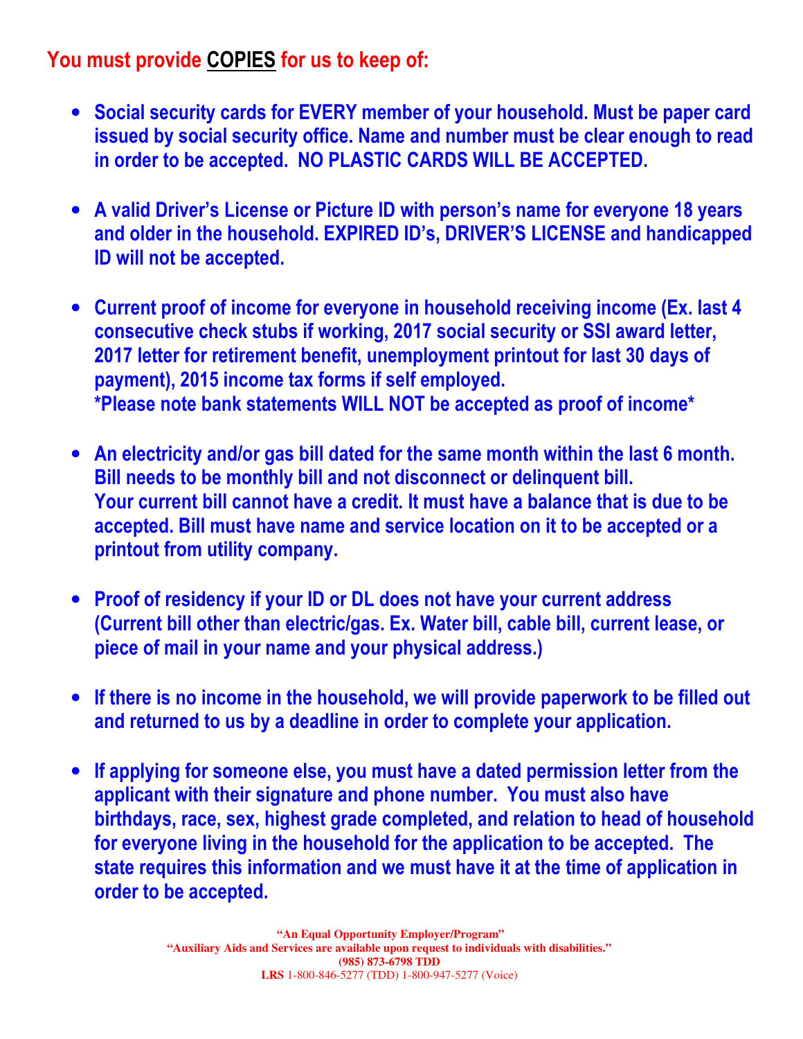## You must provide **COPIES** for us to keep of:

- **Social security cards for EVERY member of your household. Must be paper card issued by social security office. Name and number must be clear enough to read in order to be accepted. NO PLASTIC CARDS WILL BE ACCEPTED.**

- **A valid Driver's License or Picture ID with person's name for everyone 18 years and older in the household. EXPIRED ID's, DRIVER'S LICENSE and handicapped ID will not be accepted.**

- **Current proof of income for everyone in household receiving income (Ex. last 4 consecutive check stubs if working, 2017 social security or SSI award letter, 2017 letter for retirement benefit, unemployment printout for last 30 days of payment), 2015 income tax forms if self employed.**
  **\*Please note bank statements WILL NOT be accepted as proof of income\***

- **An electricity and/or gas bill dated for the same month within the last 6 month. Bill needs to be monthly bill and not disconnect or delinquent bill.**
  **Your current bill cannot have a credit. It must have a balance that is due to be accepted. Bill must have name and service location on it to be accepted or a printout from utility company.**

- **Proof of residency if your ID or DL does not have your current address (Current bill other than electric/gas. Ex. Water bill, cable bill, current lease, or piece of mail in your name and your physical address.)**

- **If there is no income in the household, we will provide paperwork to be filled out and returned to us by a deadline in order to complete your application.**

- **If applying for someone else, you must have a dated permission letter from the applicant with their signature and phone number. You must also have birthdays, race, sex, highest grade completed, and relation to head of household for everyone living in the household for the application to be accepted. The state requires this information and we must have it at the time of application in order to be accepted.**

**"An Equal Opportunity Employer/Program"**
**"Auxiliary Aids and Services are available upon request to individuals with disabilities."**
**(985) 873-6798 TDD**
**LRS** 1-800-846-5277 (TDD) 1-800-947-5277 (Voice)